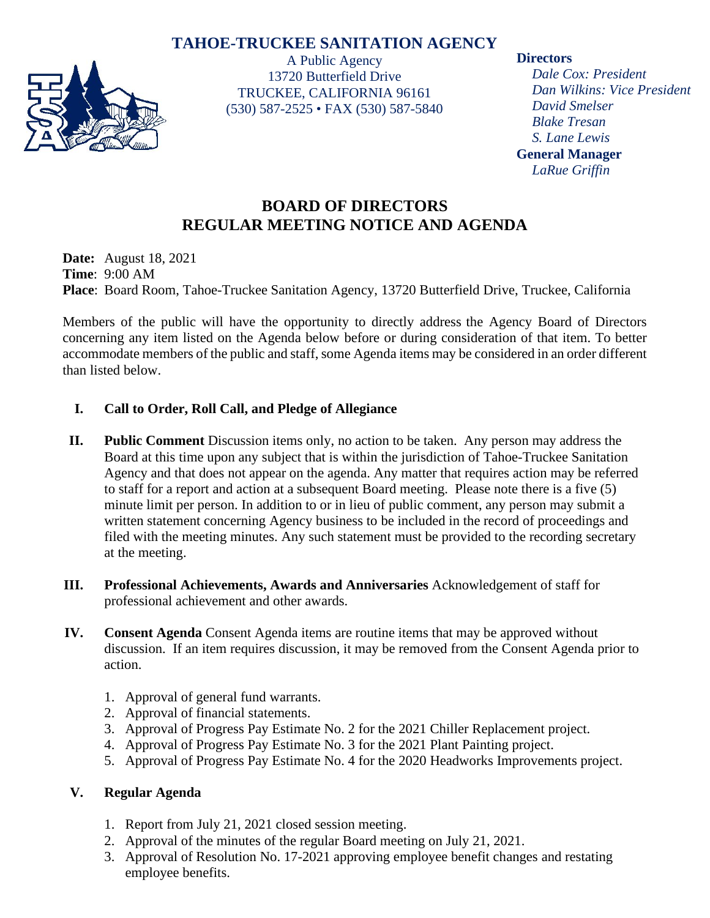# TAHOE-TRUCKEE SANITATION AGENCY

A Public Agency
13720 Butterfield Drive
TRUCKEE, CALIFORNIA 96161
(530) 587-2525 • FAX (530) 587-5840

**Directors**
*Dale Cox: President*
*Dan Wilkins: Vice President*
*David Smelser*
*Blake Tresan*
*S. Lane Lewis*

**General Manager**
*LaRue Griffin*

## BOARD OF DIRECTORS
## REGULAR MEETING NOTICE AND AGENDA

**Date:** August 18, 2021
**Time**: 9:00 AM
**Place**: Board Room, Tahoe-Truckee Sanitation Agency, 13720 Butterfield Drive, Truckee, California

Members of the public will have the opportunity to directly address the Agency Board of Directors concerning any item listed on the Agenda below before or during consideration of that item. To better accommodate members of the public and staff, some Agenda items may be considered in an order different than listed below.

**I. Call to Order, Roll Call, and Pledge of Allegiance**

**II. Public Comment** Discussion items only, no action to be taken. Any person may address the Board at this time upon any subject that is within the jurisdiction of Tahoe-Truckee Sanitation Agency and that does not appear on the agenda. Any matter that requires action may be referred to staff for a report and action at a subsequent Board meeting. Please note there is a five (5) minute limit per person. In addition to or in lieu of public comment, any person may submit a written statement concerning Agency business to be included in the record of proceedings and filed with the meeting minutes. Any such statement must be provided to the recording secretary at the meeting.

**III. Professional Achievements, Awards and Anniversaries** Acknowledgement of staff for professional achievement and other awards.

**IV. Consent Agenda** Consent Agenda items are routine items that may be approved without discussion. If an item requires discussion, it may be removed from the Consent Agenda prior to action.

1. Approval of general fund warrants.
2. Approval of financial statements.
3. Approval of Progress Pay Estimate No. 2 for the 2021 Chiller Replacement project.
4. Approval of Progress Pay Estimate No. 3 for the 2021 Plant Painting project.
5. Approval of Progress Pay Estimate No. 4 for the 2020 Headworks Improvements project.

**V. Regular Agenda**

1. Report from July 21, 2021 closed session meeting.
2. Approval of the minutes of the regular Board meeting on July 21, 2021.
3. Approval of Resolution No. 17-2021 approving employee benefit changes and restating employee benefits.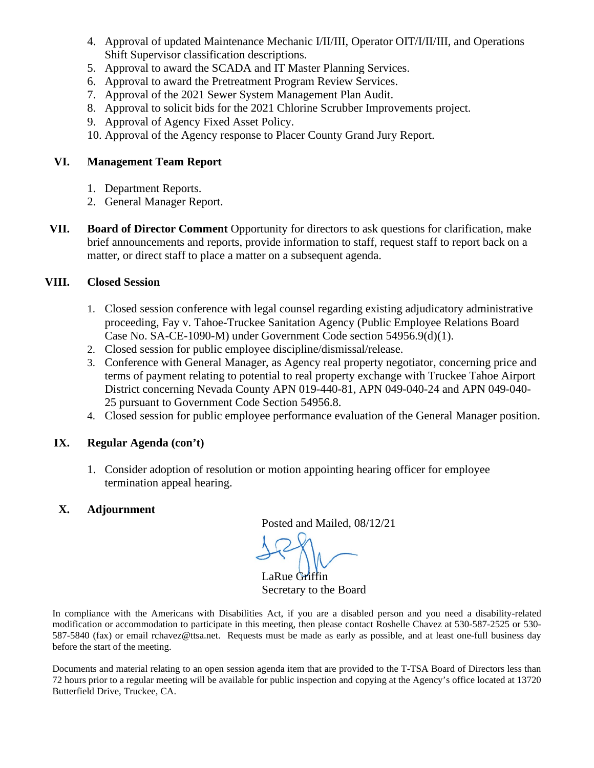4. Approval of updated Maintenance Mechanic I/II/III, Operator OIT/I/II/III, and Operations Shift Supervisor classification descriptions.
5. Approval to award the SCADA and IT Master Planning Services.
6. Approval to award the Pretreatment Program Review Services.
7. Approval of the 2021 Sewer System Management Plan Audit.
8. Approval to solicit bids for the 2021 Chlorine Scrubber Improvements project.
9. Approval of Agency Fixed Asset Policy.
10. Approval of the Agency response to Placer County Grand Jury Report.

## VI. Management Team Report

1. Department Reports.
2. General Manager Report.

## VII. Board of Director Comment

**Board of Director Comment** Opportunity for directors to ask questions for clarification, make brief announcements and reports, provide information to staff, request staff to report back on a matter, or direct staff to place a matter on a subsequent agenda.

## VIII. Closed Session

1. Closed session conference with legal counsel regarding existing adjudicatory administrative proceeding, Fay v. Tahoe-Truckee Sanitation Agency (Public Employee Relations Board Case No. SA-CE-1090-M) under Government Code section 54956.9(d)(1).
2. Closed session for public employee discipline/dismissal/release.
3. Conference with General Manager, as Agency real property negotiator, concerning price and terms of payment relating to potential to real property exchange with Truckee Tahoe Airport District concerning Nevada County APN 019-440-81, APN 049-040-24 and APN 049-040-25 pursuant to Government Code Section 54956.8.
4. Closed session for public employee performance evaluation of the General Manager position.

## IX. Regular Agenda (con't)

1. Consider adoption of resolution or motion appointing hearing officer for employee termination appeal hearing.

## X. Adjournment

Posted and Mailed, 08/12/21

LaRue Griffin
Secretary to the Board

In compliance with the Americans with Disabilities Act, if you are a disabled person and you need a disability-related modification or accommodation to participate in this meeting, then please contact Roshelle Chavez at 530-587-2525 or 530-587-5840 (fax) or email rchavez@ttsa.net. Requests must be made as early as possible, and at least one-full business day before the start of the meeting.

Documents and material relating to an open session agenda item that are provided to the T-TSA Board of Directors less than 72 hours prior to a regular meeting will be available for public inspection and copying at the Agency's office located at 13720 Butterfield Drive, Truckee, CA.